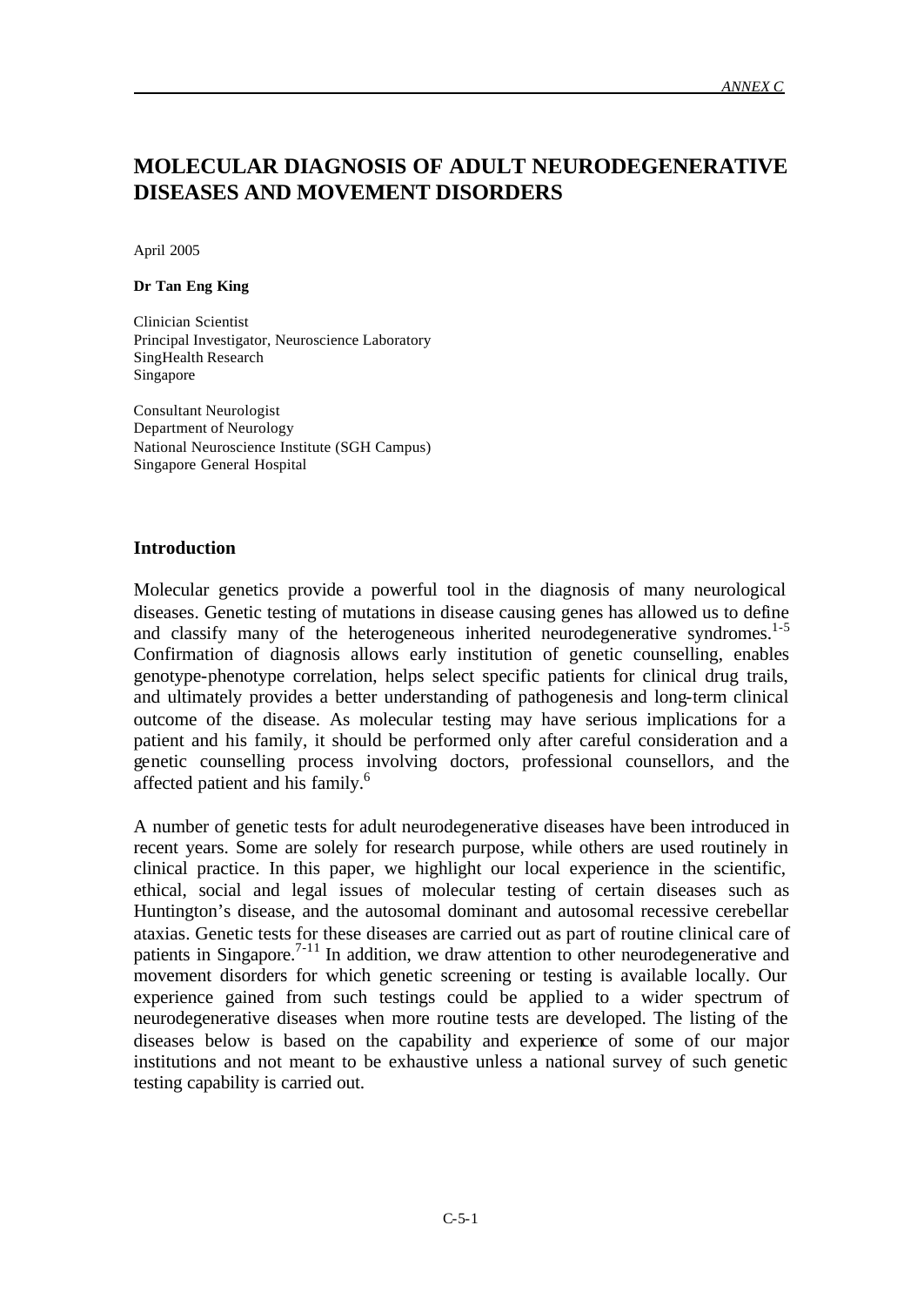# MOLECULAR DIAGNOSIS OF ADULT NEURODEGENERATIVE DISEASES AND MOVEMENT DISORDERS

April 2005

**Dr Tan Eng King**

Clinician Scientist
Principal Investigator, Neuroscience Laboratory
SingHealth Research
Singapore

Consultant Neurologist
Department of Neurology
National Neuroscience Institute (SGH Campus)
Singapore General Hospital

## Introduction

Molecular genetics provide a powerful tool in the diagnosis of many neurological diseases. Genetic testing of mutations in disease causing genes has allowed us to define and classify many of the heterogeneous inherited neurodegenerative syndromes.[1-5] Confirmation of diagnosis allows early institution of genetic counselling, enables genotype-phenotype correlation, helps select specific patients for clinical drug trails, and ultimately provides a better understanding of pathogenesis and long-term clinical outcome of the disease. As molecular testing may have serious implications for a patient and his family, it should be performed only after careful consideration and a genetic counselling process involving doctors, professional counsellors, and the affected patient and his family.[6]

A number of genetic tests for adult neurodegenerative diseases have been introduced in recent years. Some are solely for research purpose, while others are used routinely in clinical practice. In this paper, we highlight our local experience in the scientific, ethical, social and legal issues of molecular testing of certain diseases such as Huntington's disease, and the autosomal dominant and autosomal recessive cerebellar ataxias. Genetic tests for these diseases are carried out as part of routine clinical care of patients in Singapore.[7-11] In addition, we draw attention to other neurodegenerative and movement disorders for which genetic screening or testing is available locally. Our experience gained from such testings could be applied to a wider spectrum of neurodegenerative diseases when more routine tests are developed. The listing of the diseases below is based on the capability and experience of some of our major institutions and not meant to be exhaustive unless a national survey of such genetic testing capability is carried out.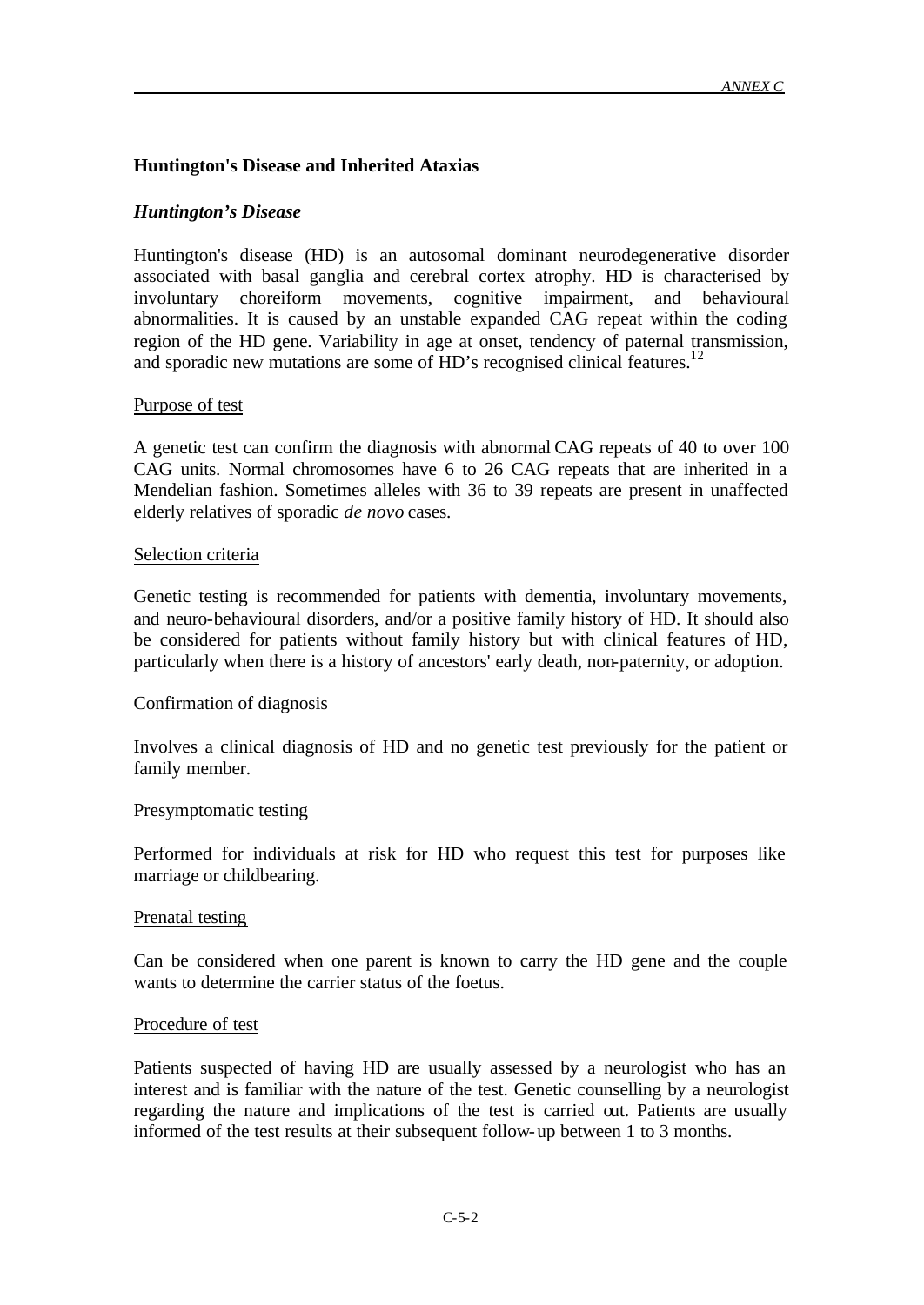## Huntington's Disease and Inherited Ataxias

### *Huntington's Disease*

Huntington's disease (HD) is an autosomal dominant neurodegenerative disorder associated with basal ganglia and cerebral cortex atrophy. HD is characterised by involuntary choreiform movements, cognitive impairment, and behavioural abnormalities. It is caused by an unstable expanded CAG repeat within the coding region of the HD gene. Variability in age at onset, tendency of paternal transmission, and sporadic new mutations are some of HD's recognised clinical features.[12]

Purpose of test

A genetic test can confirm the diagnosis with abnormal CAG repeats of 40 to over 100 CAG units. Normal chromosomes have 6 to 26 CAG repeats that are inherited in a Mendelian fashion. Sometimes alleles with 36 to 39 repeats are present in unaffected elderly relatives of sporadic *de novo* cases.

Selection criteria

Genetic testing is recommended for patients with dementia, involuntary movements, and neuro-behavioural disorders, and/or a positive family history of HD. It should also be considered for patients without family history but with clinical features of HD, particularly when there is a history of ancestors' early death, non-paternity, or adoption.

Confirmation of diagnosis

Involves a clinical diagnosis of HD and no genetic test previously for the patient or family member.

Presymptomatic testing

Performed for individuals at risk for HD who request this test for purposes like marriage or childbearing.

Prenatal testing

Can be considered when one parent is known to carry the HD gene and the couple wants to determine the carrier status of the foetus.

Procedure of test

Patients suspected of having HD are usually assessed by a neurologist who has an interest and is familiar with the nature of the test. Genetic counselling by a neurologist regarding the nature and implications of the test is carried out. Patients are usually informed of the test results at their subsequent follow-up between 1 to 3 months.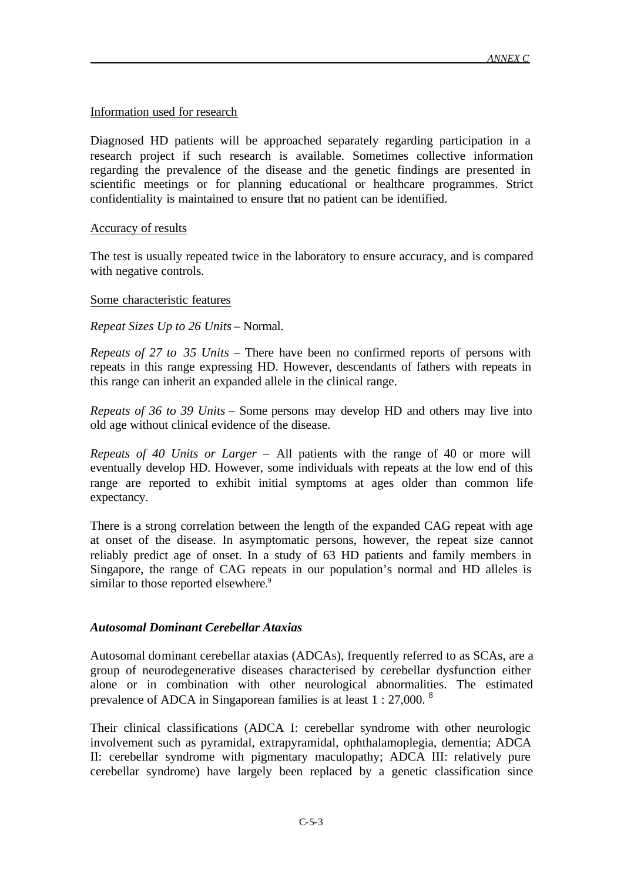Information used for research

Diagnosed HD patients will be approached separately regarding participation in a research project if such research is available. Sometimes collective information regarding the prevalence of the disease and the genetic findings are presented in scientific meetings or for planning educational or healthcare programmes. Strict confidentiality is maintained to ensure that no patient can be identified.

Accuracy of results

The test is usually repeated twice in the laboratory to ensure accuracy, and is compared with negative controls.

Some characteristic features

*Repeat Sizes Up to 26 Units* – Normal.

*Repeats of 27 to 35 Units* – There have been no confirmed reports of persons with repeats in this range expressing HD. However, descendants of fathers with repeats in this range can inherit an expanded allele in the clinical range.

*Repeats of 36 to 39 Units* – Some persons may develop HD and others may live into old age without clinical evidence of the disease.

*Repeats of 40 Units or Larger* – All patients with the range of 40 or more will eventually develop HD. However, some individuals with repeats at the low end of this range are reported to exhibit initial symptoms at ages older than common life expectancy.

There is a strong correlation between the length of the expanded CAG repeat with age at onset of the disease. In asymptomatic persons, however, the repeat size cannot reliably predict age of onset. In a study of 63 HD patients and family members in Singapore, the range of CAG repeats in our population's normal and HD alleles is similar to those reported elsewhere.[9]

### *Autosomal Dominant Cerebellar Ataxias*

Autosomal dominant cerebellar ataxias (ADCAs), frequently referred to as SCAs, are a group of neurodegenerative diseases characterised by cerebellar dysfunction either alone or in combination with other neurological abnormalities. The estimated prevalence of ADCA in Singaporean families is at least 1 : 27,000. [8]

Their clinical classifications (ADCA I: cerebellar syndrome with other neurologic involvement such as pyramidal, extrapyramidal, ophthalamoplegia, dementia; ADCA II: cerebellar syndrome with pigmentary maculopathy; ADCA III: relatively pure cerebellar syndrome) have largely been replaced by a genetic classification since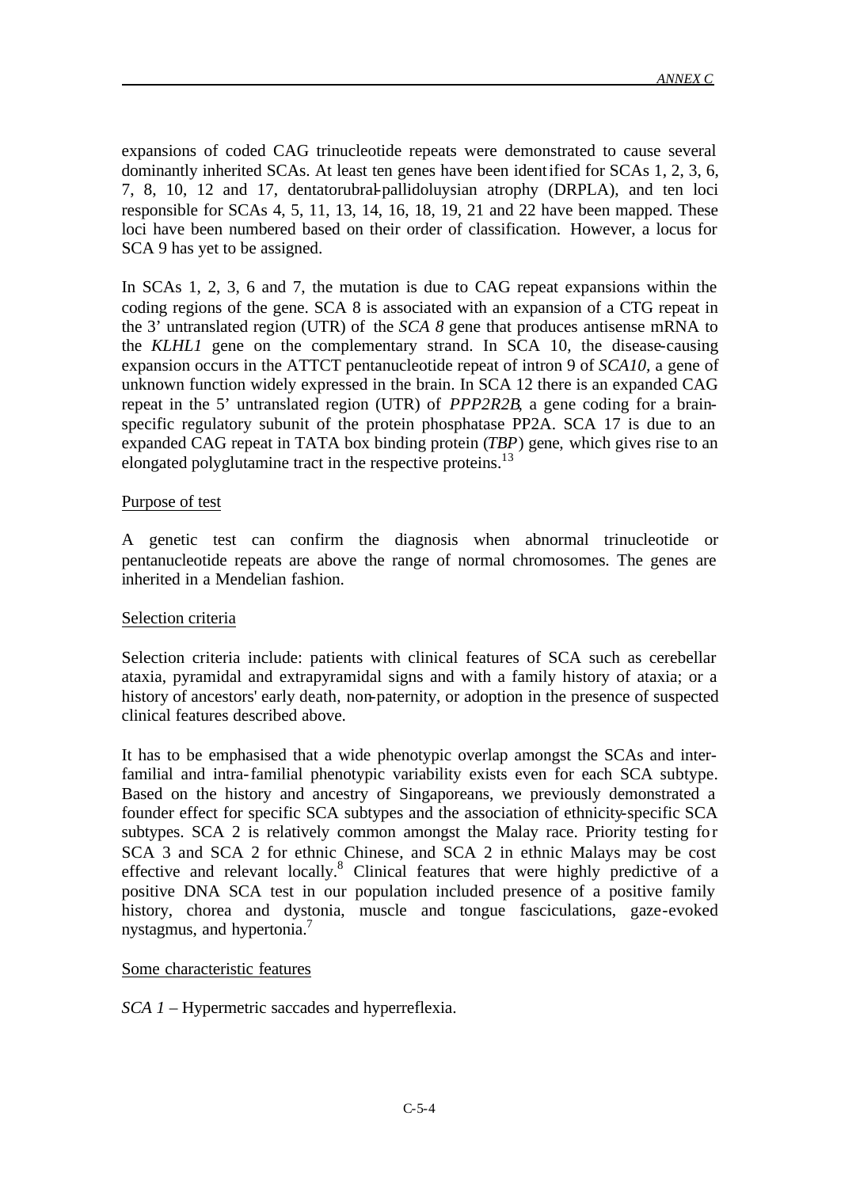expansions of coded CAG trinucleotide repeats were demonstrated to cause several dominantly inherited SCAs. At least ten genes have been identified for SCAs 1, 2, 3, 6, 7, 8, 10, 12 and 17, dentatorubral-pallidoluysian atrophy (DRPLA), and ten loci responsible for SCAs 4, 5, 11, 13, 14, 16, 18, 19, 21 and 22 have been mapped. These loci have been numbered based on their order of classification. However, a locus for SCA 9 has yet to be assigned.

In SCAs 1, 2, 3, 6 and 7, the mutation is due to CAG repeat expansions within the coding regions of the gene. SCA 8 is associated with an expansion of a CTG repeat in the 3' untranslated region (UTR) of the *SCA 8* gene that produces antisense mRNA to the *KLHL1* gene on the complementary strand. In SCA 10, the disease-causing expansion occurs in the ATTCT pentanucleotide repeat of intron 9 of *SCA10,* a gene of unknown function widely expressed in the brain. In SCA 12 there is an expanded CAG repeat in the 5' untranslated region (UTR) of *PPP2R2B*, a gene coding for a brain-specific regulatory subunit of the protein phosphatase PP2A. SCA 17 is due to an expanded CAG repeat in TATA box binding protein (*TBP*) gene, which gives rise to an elongated polyglutamine tract in the respective proteins.[13]

Purpose of test

A genetic test can confirm the diagnosis when abnormal trinucleotide or pentanucleotide repeats are above the range of normal chromosomes. The genes are inherited in a Mendelian fashion.

Selection criteria

Selection criteria include: patients with clinical features of SCA such as cerebellar ataxia, pyramidal and extrapyramidal signs and with a family history of ataxia; or a history of ancestors' early death, non-paternity, or adoption in the presence of suspected clinical features described above.

It has to be emphasised that a wide phenotypic overlap amongst the SCAs and inter-familial and intra-familial phenotypic variability exists even for each SCA subtype. Based on the history and ancestry of Singaporeans, we previously demonstrated a founder effect for specific SCA subtypes and the association of ethnicity-specific SCA subtypes. SCA 2 is relatively common amongst the Malay race. Priority testing for SCA 3 and SCA 2 for ethnic Chinese, and SCA 2 in ethnic Malays may be cost effective and relevant locally.[8] Clinical features that were highly predictive of a positive DNA SCA test in our population included presence of a positive family history, chorea and dystonia, muscle and tongue fasciculations, gaze-evoked nystagmus, and hypertonia.[7]

Some characteristic features

*SCA 1* – Hypermetric saccades and hyperreflexia.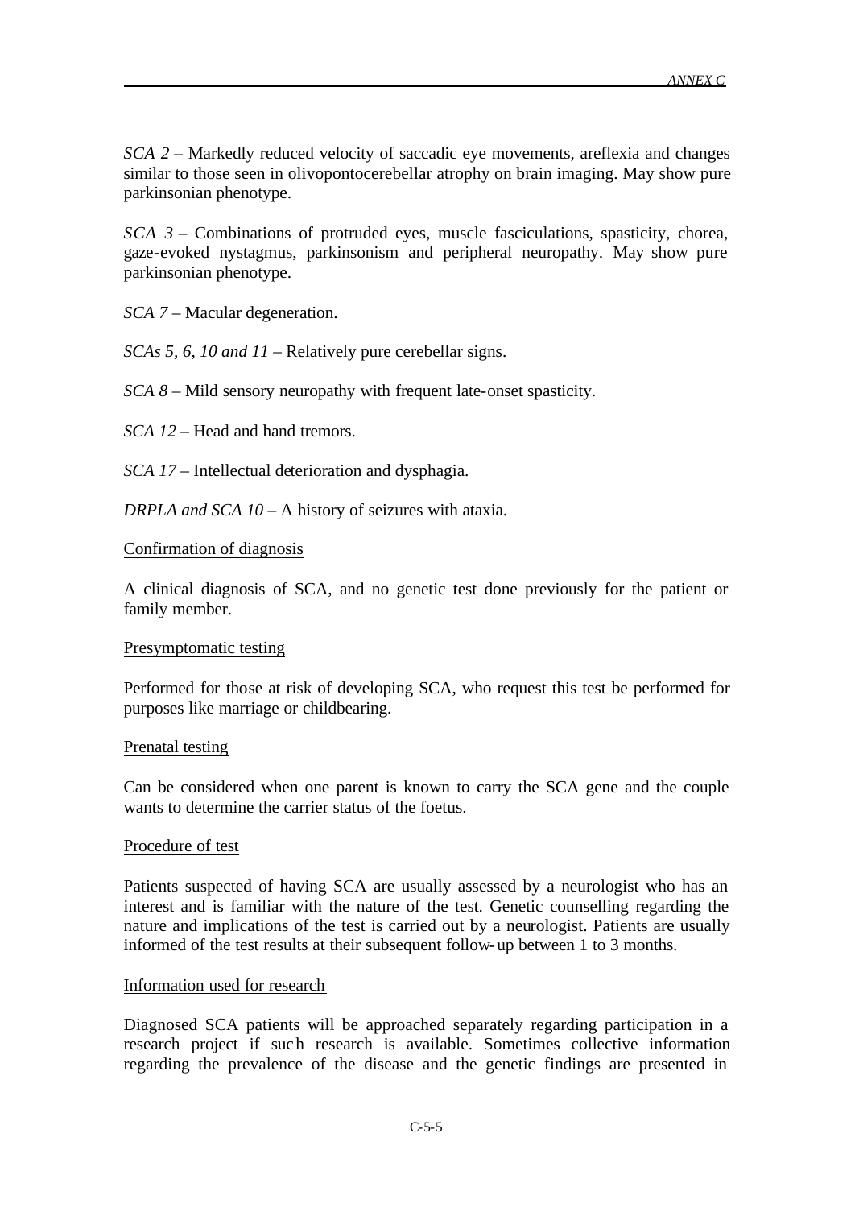*SCA 2* – Markedly reduced velocity of saccadic eye movements, areflexia and changes similar to those seen in olivopontocerebellar atrophy on brain imaging. May show pure parkinsonian phenotype.

*SCA 3* – Combinations of protruded eyes, muscle fasciculations, spasticity, chorea, gaze-evoked nystagmus, parkinsonism and peripheral neuropathy. May show pure parkinsonian phenotype.

*SCA 7* – Macular degeneration.

*SCAs 5, 6, 10 and 11* – Relatively pure cerebellar signs.

*SCA 8* – Mild sensory neuropathy with frequent late-onset spasticity.

*SCA 12* – Head and hand tremors.

*SCA 17* – Intellectual deterioration and dysphagia.

*DRPLA and SCA 10* – A history of seizures with ataxia.

<u>Confirmation of diagnosis</u>

A clinical diagnosis of SCA, and no genetic test done previously for the patient or family member.

<u>Presymptomatic testing</u>

Performed for those at risk of developing SCA, who request this test be performed for purposes like marriage or childbearing.

<u>Prenatal testing</u>

Can be considered when one parent is known to carry the SCA gene and the couple wants to determine the carrier status of the foetus.

<u>Procedure of test</u>

Patients suspected of having SCA are usually assessed by a neurologist who has an interest and is familiar with the nature of the test. Genetic counselling regarding the nature and implications of the test is carried out by a neurologist. Patients are usually informed of the test results at their subsequent follow-up between 1 to 3 months.

<u>Information used for research</u>

Diagnosed SCA patients will be approached separately regarding participation in a research project if such research is available. Sometimes collective information regarding the prevalence of the disease and the genetic findings are presented in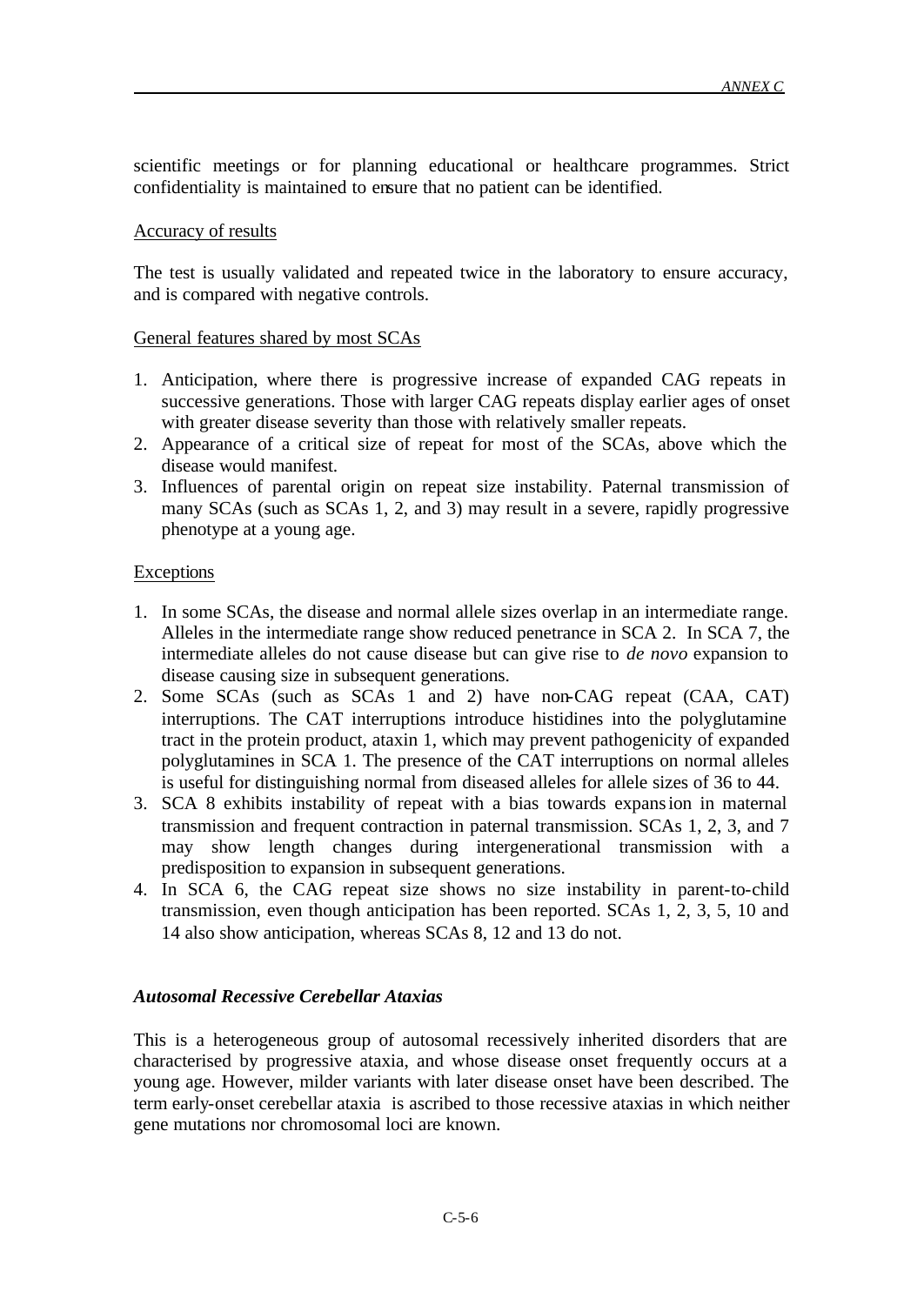scientific meetings or for planning educational or healthcare programmes. Strict confidentiality is maintained to ensure that no patient can be identified.

<u>Accuracy of results</u>

The test is usually validated and repeated twice in the laboratory to ensure accuracy, and is compared with negative controls.

<u>General features shared by most SCAs</u>

1. Anticipation, where there is progressive increase of expanded CAG repeats in successive generations. Those with larger CAG repeats display earlier ages of onset with greater disease severity than those with relatively smaller repeats.
2. Appearance of a critical size of repeat for most of the SCAs, above which the disease would manifest.
3. Influences of parental origin on repeat size instability. Paternal transmission of many SCAs (such as SCAs 1, 2, and 3) may result in a severe, rapidly progressive phenotype at a young age.

<u>Exceptions</u>

1. In some SCAs, the disease and normal allele sizes overlap in an intermediate range. Alleles in the intermediate range show reduced penetrance in SCA 2. In SCA 7, the intermediate alleles do not cause disease but can give rise to *de novo* expansion to disease causing size in subsequent generations.
2. Some SCAs (such as SCAs 1 and 2) have non-CAG repeat (CAA, CAT) interruptions. The CAT interruptions introduce histidines into the polyglutamine tract in the protein product, ataxin 1, which may prevent pathogenicity of expanded polyglutamines in SCA 1. The presence of the CAT interruptions on normal alleles is useful for distinguishing normal from diseased alleles for allele sizes of 36 to 44.
3. SCA 8 exhibits instability of repeat with a bias towards expansion in maternal transmission and frequent contraction in paternal transmission. SCAs 1, 2, 3, and 7 may show length changes during intergenerational transmission with a predisposition to expansion in subsequent generations.
4. In SCA 6, the CAG repeat size shows no size instability in parent-to-child transmission, even though anticipation has been reported. SCAs 1, 2, 3, 5, 10 and 14 also show anticipation, whereas SCAs 8, 12 and 13 do not.

### *Autosomal Recessive Cerebellar Ataxias*

This is a heterogeneous group of autosomal recessively inherited disorders that are characterised by progressive ataxia, and whose disease onset frequently occurs at a young age. However, milder variants with later disease onset have been described. The term early-onset cerebellar ataxia is ascribed to those recessive ataxias in which neither gene mutations nor chromosomal loci are known.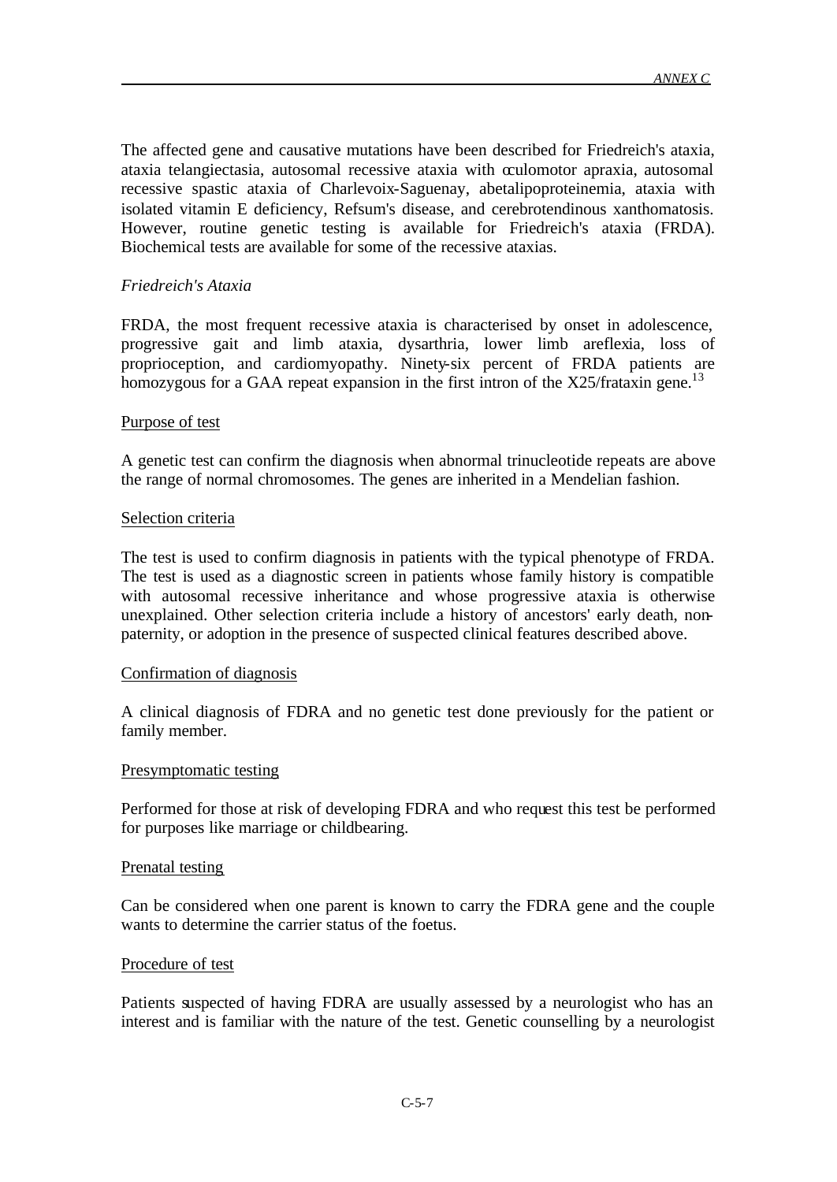The affected gene and causative mutations have been described for Friedreich's ataxia, ataxia telangiectasia, autosomal recessive ataxia with oculomotor apraxia, autosomal recessive spastic ataxia of Charlevoix-Saguenay, abetalipoproteinemia, ataxia with isolated vitamin E deficiency, Refsum's disease, and cerebrotendinous xanthomatosis. However, routine genetic testing is available for Friedreich's ataxia (FRDA). Biochemical tests are available for some of the recessive ataxias.

*Friedreich's Ataxia*

FRDA, the most frequent recessive ataxia is characterised by onset in adolescence, progressive gait and limb ataxia, dysarthria, lower limb areflexia, loss of proprioception, and cardiomyopathy. Ninety-six percent of FRDA patients are homozygous for a GAA repeat expansion in the first intron of the X25/frataxin gene.[13]

<u>Purpose of test</u>

A genetic test can confirm the diagnosis when abnormal trinucleotide repeats are above the range of normal chromosomes. The genes are inherited in a Mendelian fashion.

<u>Selection criteria</u>

The test is used to confirm diagnosis in patients with the typical phenotype of FRDA. The test is used as a diagnostic screen in patients whose family history is compatible with autosomal recessive inheritance and whose progressive ataxia is otherwise unexplained. Other selection criteria include a history of ancestors' early death, non-paternity, or adoption in the presence of suspected clinical features described above.

<u>Confirmation of diagnosis</u>

A clinical diagnosis of FDRA and no genetic test done previously for the patient or family member.

<u>Presymptomatic testing</u>

Performed for those at risk of developing FDRA and who request this test be performed for purposes like marriage or childbearing.

<u>Prenatal testing</u>

Can be considered when one parent is known to carry the FDRA gene and the couple wants to determine the carrier status of the foetus.

<u>Procedure of test</u>

Patients suspected of having FDRA are usually assessed by a neurologist who has an interest and is familiar with the nature of the test. Genetic counselling by a neurologist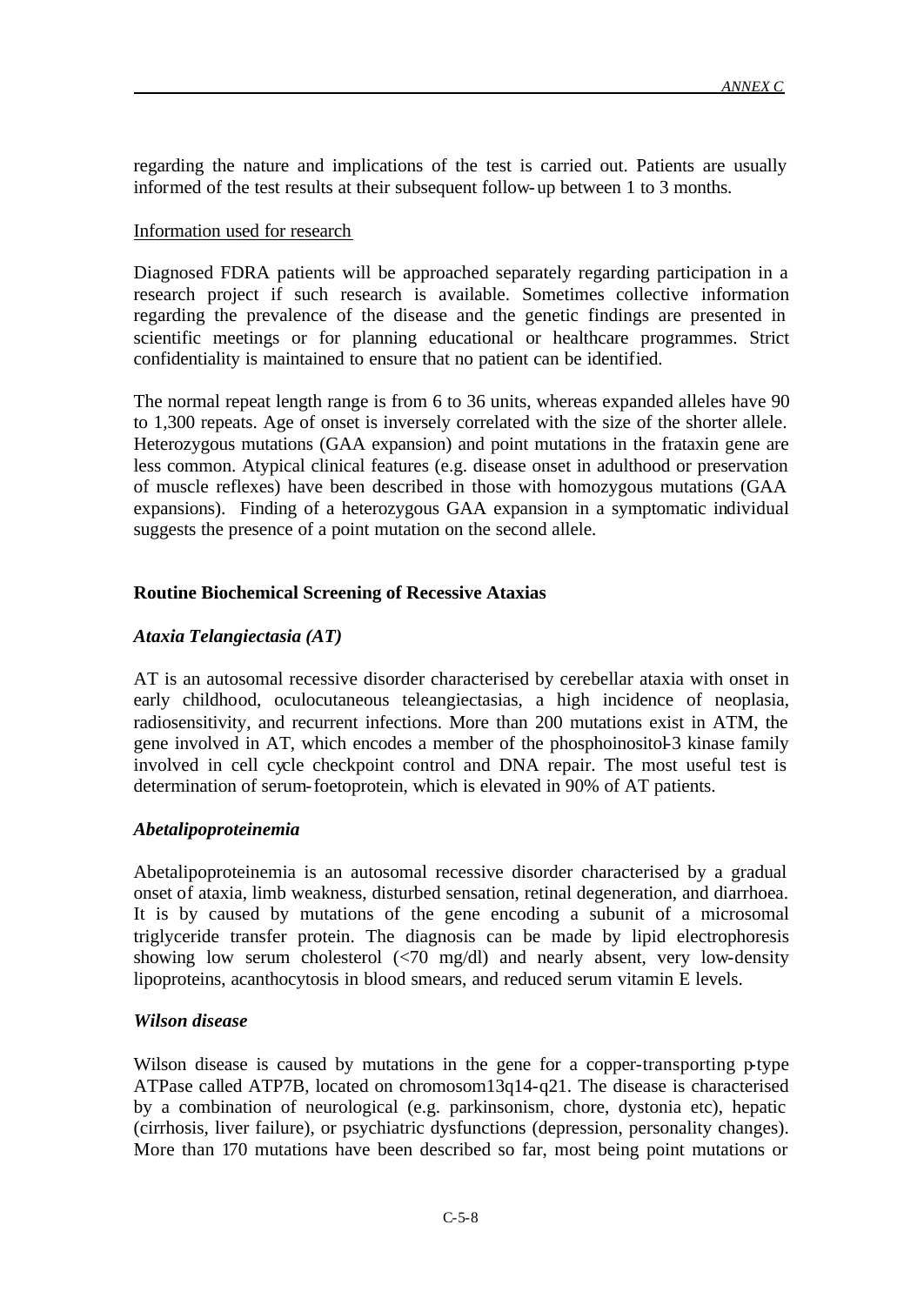regarding the nature and implications of the test is carried out. Patients are usually informed of the test results at their subsequent follow-up between 1 to 3 months.

<u>Information used for research</u>

Diagnosed FDRA patients will be approached separately regarding participation in a research project if such research is available. Sometimes collective information regarding the prevalence of the disease and the genetic findings are presented in scientific meetings or for planning educational or healthcare programmes. Strict confidentiality is maintained to ensure that no patient can be identified.

The normal repeat length range is from 6 to 36 units, whereas expanded alleles have 90 to 1,300 repeats. Age of onset is inversely correlated with the size of the shorter allele. Heterozygous mutations (GAA expansion) and point mutations in the frataxin gene are less common. Atypical clinical features (e.g. disease onset in adulthood or preservation of muscle reflexes) have been described in those with homozygous mutations (GAA expansions). Finding of a heterozygous GAA expansion in a symptomatic individual suggests the presence of a point mutation on the second allele.

**Routine Biochemical Screening of Recessive Ataxias**

***Ataxia Telangiectasia (AT)***

AT is an autosomal recessive disorder characterised by cerebellar ataxia with onset in early childhood, oculocutaneous teleangiectasias, a high incidence of neoplasia, radiosensitivity, and recurrent infections. More than 200 mutations exist in ATM, the gene involved in AT, which encodes a member of the phosphoinositol-3 kinase family involved in cell cycle checkpoint control and DNA repair. The most useful test is determination of serum-foetoprotein, which is elevated in 90% of AT patients.

***Abetalipoproteinemia***

Abetalipoproteinemia is an autosomal recessive disorder characterised by a gradual onset of ataxia, limb weakness, disturbed sensation, retinal degeneration, and diarrhoea. It is by caused by mutations of the gene encoding a subunit of a microsomal triglyceride transfer protein. The diagnosis can be made by lipid electrophoresis showing low serum cholesterol (<70 mg/dl) and nearly absent, very low-density lipoproteins, acanthocytosis in blood smears, and reduced serum vitamin E levels.

***Wilson disease***

Wilson disease is caused by mutations in the gene for a copper-transporting p-type ATPase called ATP7B, located on chromosom13q14-q21. The disease is characterised by a combination of neurological (e.g. parkinsonism, chore, dystonia etc), hepatic (cirrhosis, liver failure), or psychiatric dysfunctions (depression, personality changes). More than 170 mutations have been described so far, most being point mutations or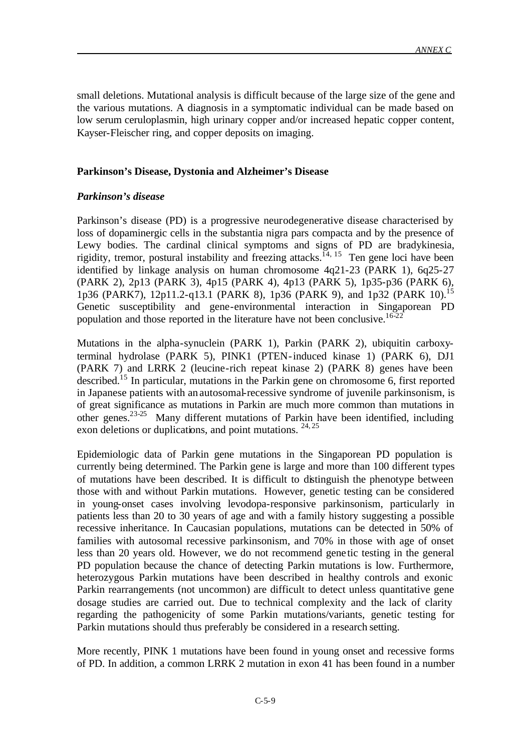small deletions. Mutational analysis is difficult because of the large size of the gene and the various mutations. A diagnosis in a symptomatic individual can be made based on low serum ceruloplasmin, high urinary copper and/or increased hepatic copper content, Kayser-Fleischer ring, and copper deposits on imaging.

## Parkinson's Disease, Dystonia and Alzheimer's Disease

### *Parkinson's disease*

Parkinson's disease (PD) is a progressive neurodegenerative disease characterised by loss of dopaminergic cells in the substantia nigra pars compacta and by the presence of Lewy bodies. The cardinal clinical symptoms and signs of PD are bradykinesia, rigidity, tremor, postural instability and freezing attacks.[14, 15] Ten gene loci have been identified by linkage analysis on human chromosome 4q21-23 (PARK 1), 6q25-27 (PARK 2), 2p13 (PARK 3), 4p15 (PARK 4), 4p13 (PARK 5), 1p35-p36 (PARK 6), 1p36 (PARK7), 12p11.2-q13.1 (PARK 8), 1p36 (PARK 9), and 1p32 (PARK 10).[15] Genetic susceptibility and gene-environmental interaction in Singaporean PD population and those reported in the literature have not been conclusive.[16-22]

Mutations in the alpha-synuclein (PARK 1), Parkin (PARK 2), ubiquitin carboxy-terminal hydrolase (PARK 5), PINK1 (PTEN-induced kinase 1) (PARK 6), DJ1 (PARK 7) and LRRK 2 (leucine-rich repeat kinase 2) (PARK 8) genes have been described.[15] In particular, mutations in the Parkin gene on chromosome 6, first reported in Japanese patients with an autosomal-recessive syndrome of juvenile parkinsonism, is of great significance as mutations in Parkin are much more common than mutations in other genes.[23-25] Many different mutations of Parkin have been identified, including exon deletions or duplications, and point mutations.[24, 25]

Epidemiologic data of Parkin gene mutations in the Singaporean PD population is currently being determined. The Parkin gene is large and more than 100 different types of mutations have been described. It is difficult to distinguish the phenotype between those with and without Parkin mutations. However, genetic testing can be considered in young-onset cases involving levodopa-responsive parkinsonism, particularly in patients less than 20 to 30 years of age and with a family history suggesting a possible recessive inheritance. In Caucasian populations, mutations can be detected in 50% of families with autosomal recessive parkinsonism, and 70% in those with age of onset less than 20 years old. However, we do not recommend genetic testing in the general PD population because the chance of detecting Parkin mutations is low. Furthermore, heterozygous Parkin mutations have been described in healthy controls and exonic Parkin rearrangements (not uncommon) are difficult to detect unless quantitative gene dosage studies are carried out. Due to technical complexity and the lack of clarity regarding the pathogenicity of some Parkin mutations/variants, genetic testing for Parkin mutations should thus preferably be considered in a research setting.

More recently, PINK 1 mutations have been found in young onset and recessive forms of PD. In addition, a common LRRK 2 mutation in exon 41 has been found in a number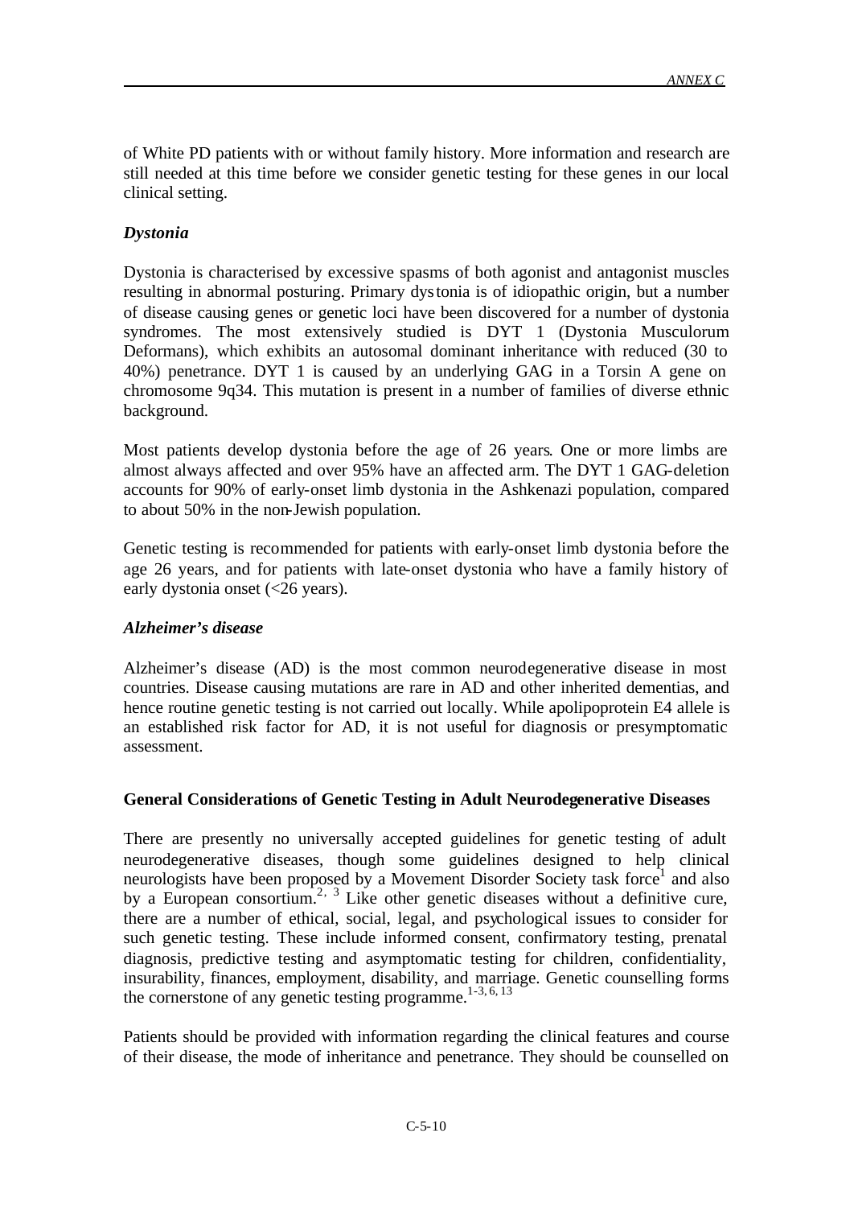of White PD patients with or without family history. More information and research are still needed at this time before we consider genetic testing for these genes in our local clinical setting.

### *Dystonia*

Dystonia is characterised by excessive spasms of both agonist and antagonist muscles resulting in abnormal posturing. Primary dystonia is of idiopathic origin, but a number of disease causing genes or genetic loci have been discovered for a number of dystonia syndromes. The most extensively studied is DYT 1 (Dystonia Musculorum Deformans), which exhibits an autosomal dominant inheritance with reduced (30 to 40%) penetrance. DYT 1 is caused by an underlying GAG in a Torsin A gene on chromosome 9q34. This mutation is present in a number of families of diverse ethnic background.

Most patients develop dystonia before the age of 26 years. One or more limbs are almost always affected and over 95% have an affected arm. The DYT 1 GAG-deletion accounts for 90% of early-onset limb dystonia in the Ashkenazi population, compared to about 50% in the non-Jewish population.

Genetic testing is recommended for patients with early-onset limb dystonia before the age 26 years, and for patients with late-onset dystonia who have a family history of early dystonia onset (<26 years).

### *Alzheimer's disease*

Alzheimer's disease (AD) is the most common neurodegenerative disease in most countries. Disease causing mutations are rare in AD and other inherited dementias, and hence routine genetic testing is not carried out locally. While apolipoprotein E4 allele is an established risk factor for AD, it is not useful for diagnosis or presymptomatic assessment.

## **General Considerations of Genetic Testing in Adult Neurodegenerative Diseases**

There are presently no universally accepted guidelines for genetic testing of adult neurodegenerative diseases, though some guidelines designed to help clinical neurologists have been proposed by a Movement Disorder Society task force[1] and also by a European consortium.[2, 3] Like other genetic diseases without a definitive cure, there are a number of ethical, social, legal, and psychological issues to consider for such genetic testing. These include informed consent, confirmatory testing, prenatal diagnosis, predictive testing and asymptomatic testing for children, confidentiality, insurability, finances, employment, disability, and marriage. Genetic counselling forms the cornerstone of any genetic testing programme.[1-3, 6, 13]

Patients should be provided with information regarding the clinical features and course of their disease, the mode of inheritance and penetrance. They should be counselled on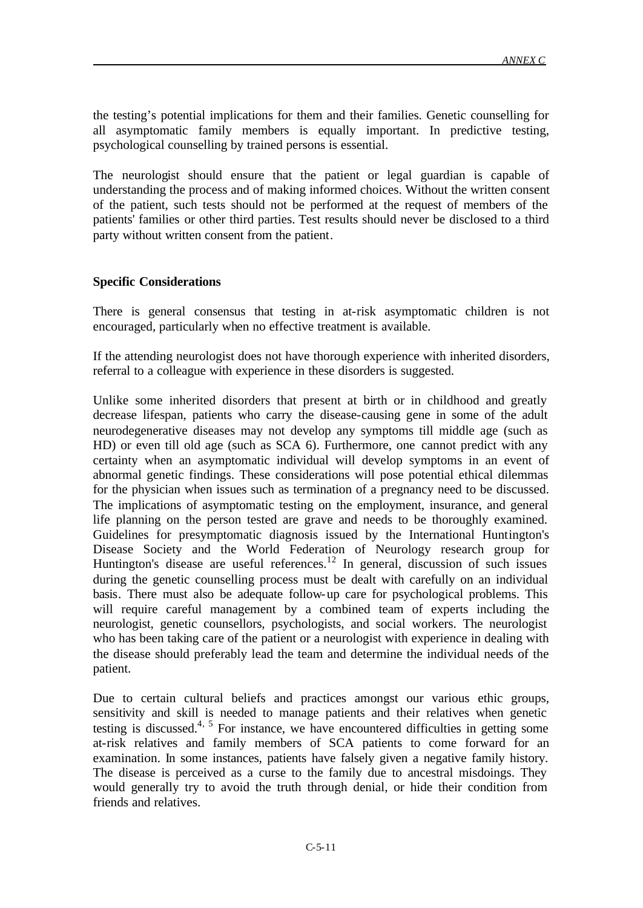the testing's potential implications for them and their families. Genetic counselling for all asymptomatic family members is equally important. In predictive testing, psychological counselling by trained persons is essential.

The neurologist should ensure that the patient or legal guardian is capable of understanding the process and of making informed choices. Without the written consent of the patient, such tests should not be performed at the request of members of the patients' families or other third parties. Test results should never be disclosed to a third party without written consent from the patient.

**Specific Considerations**

There is general consensus that testing in at-risk asymptomatic children is not encouraged, particularly when no effective treatment is available.

If the attending neurologist does not have thorough experience with inherited disorders, referral to a colleague with experience in these disorders is suggested.

Unlike some inherited disorders that present at birth or in childhood and greatly decrease lifespan, patients who carry the disease-causing gene in some of the adult neurodegenerative diseases may not develop any symptoms till middle age (such as HD) or even till old age (such as SCA 6). Furthermore, one cannot predict with any certainty when an asymptomatic individual will develop symptoms in an event of abnormal genetic findings. These considerations will pose potential ethical dilemmas for the physician when issues such as termination of a pregnancy need to be discussed. The implications of asymptomatic testing on the employment, insurance, and general life planning on the person tested are grave and needs to be thoroughly examined. Guidelines for presymptomatic diagnosis issued by the International Huntington's Disease Society and the World Federation of Neurology research group for Huntington's disease are useful references.[12] In general, discussion of such issues during the genetic counselling process must be dealt with carefully on an individual basis. There must also be adequate follow-up care for psychological problems. This will require careful management by a combined team of experts including the neurologist, genetic counsellors, psychologists, and social workers. The neurologist who has been taking care of the patient or a neurologist with experience in dealing with the disease should preferably lead the team and determine the individual needs of the patient.

Due to certain cultural beliefs and practices amongst our various ethic groups, sensitivity and skill is needed to manage patients and their relatives when genetic testing is discussed.[4, 5] For instance, we have encountered difficulties in getting some at-risk relatives and family members of SCA patients to come forward for an examination. In some instances, patients have falsely given a negative family history. The disease is perceived as a curse to the family due to ancestral misdoings. They would generally try to avoid the truth through denial, or hide their condition from friends and relatives.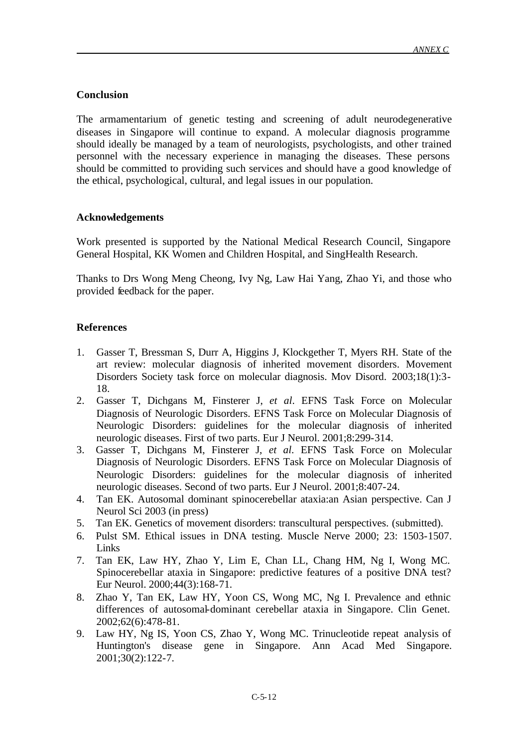## Conclusion

The armamentarium of genetic testing and screening of adult neurodegenerative diseases in Singapore will continue to expand. A molecular diagnosis programme should ideally be managed by a team of neurologists, psychologists, and other trained personnel with the necessary experience in managing the diseases. These persons should be committed to providing such services and should have a good knowledge of the ethical, psychological, cultural, and legal issues in our population.

## Acknowledgements

Work presented is supported by the National Medical Research Council, Singapore General Hospital, KK Women and Children Hospital, and SingHealth Research.

Thanks to Drs Wong Meng Cheong, Ivy Ng, Law Hai Yang, Zhao Yi, and those who provided feedback for the paper.

## References

1. Gasser T, Bressman S, Durr A, Higgins J, Klockgether T, Myers RH. State of the art review: molecular diagnosis of inherited movement disorders. Movement Disorders Society task force on molecular diagnosis. Mov Disord. 2003;18(1):3-18.
2. Gasser T, Dichgans M, Finsterer J, *et al*. EFNS Task Force on Molecular Diagnosis of Neurologic Disorders. EFNS Task Force on Molecular Diagnosis of Neurologic Disorders: guidelines for the molecular diagnosis of inherited neurologic diseases. First of two parts. Eur J Neurol. 2001;8:299-314.
3. Gasser T, Dichgans M, Finsterer J, *et al*. EFNS Task Force on Molecular Diagnosis of Neurologic Disorders. EFNS Task Force on Molecular Diagnosis of Neurologic Disorders: guidelines for the molecular diagnosis of inherited neurologic diseases. Second of two parts. Eur J Neurol. 2001;8:407-24.
4. Tan EK. Autosomal dominant spinocerebellar ataxia:an Asian perspective. Can J Neurol Sci 2003 (in press)
5. Tan EK. Genetics of movement disorders: transcultural perspectives. (submitted).
6. Pulst SM. Ethical issues in DNA testing. Muscle Nerve 2000; 23: 1503-1507. Links
7. Tan EK, Law HY, Zhao Y, Lim E, Chan LL, Chang HM, Ng I, Wong MC. Spinocerebellar ataxia in Singapore: predictive features of a positive DNA test? Eur Neurol. 2000;44(3):168-71.
8. Zhao Y, Tan EK, Law HY, Yoon CS, Wong MC, Ng I. Prevalence and ethnic differences of autosomal-dominant cerebellar ataxia in Singapore. Clin Genet. 2002;62(6):478-81.
9. Law HY, Ng IS, Yoon CS, Zhao Y, Wong MC. Trinucleotide repeat analysis of Huntington's disease gene in Singapore. Ann Acad Med Singapore. 2001;30(2):122-7.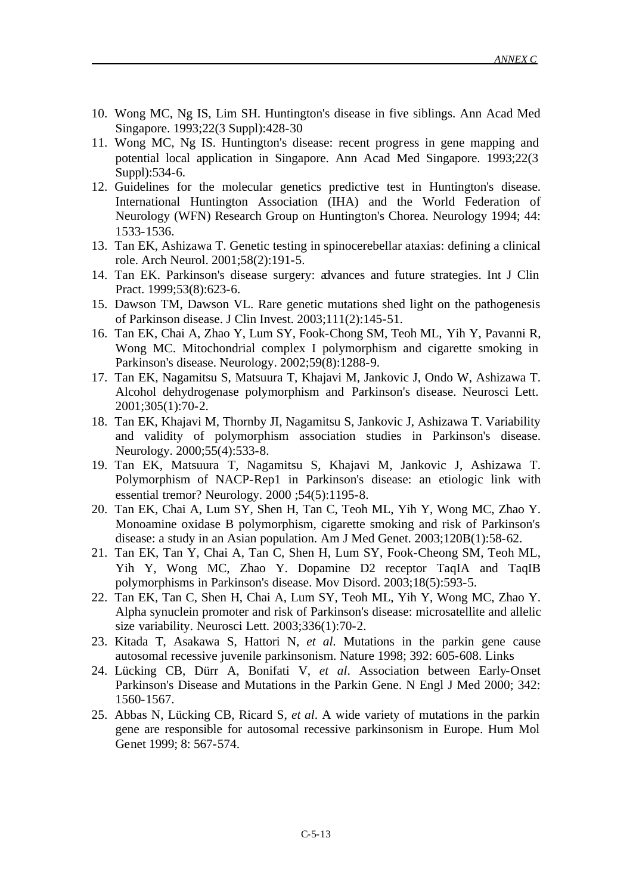10. Wong MC, Ng IS, Lim SH. Huntington's disease in five siblings. Ann Acad Med Singapore. 1993;22(3 Suppl):428-30
11. Wong MC, Ng IS. Huntington's disease: recent progress in gene mapping and potential local application in Singapore. Ann Acad Med Singapore. 1993;22(3 Suppl):534-6.
12. Guidelines for the molecular genetics predictive test in Huntington's disease. International Huntington Association (IHA) and the World Federation of Neurology (WFN) Research Group on Huntington's Chorea. Neurology 1994; 44: 1533-1536.
13. Tan EK, Ashizawa T. Genetic testing in spinocerebellar ataxias: defining a clinical role. Arch Neurol. 2001;58(2):191-5.
14. Tan EK. Parkinson's disease surgery: advances and future strategies. Int J Clin Pract. 1999;53(8):623-6.
15. Dawson TM, Dawson VL. Rare genetic mutations shed light on the pathogenesis of Parkinson disease. J Clin Invest. 2003;111(2):145-51.
16. Tan EK, Chai A, Zhao Y, Lum SY, Fook-Chong SM, Teoh ML, Yih Y, Pavanni R, Wong MC. Mitochondrial complex I polymorphism and cigarette smoking in Parkinson's disease. Neurology. 2002;59(8):1288-9.
17. Tan EK, Nagamitsu S, Matsuura T, Khajavi M, Jankovic J, Ondo W, Ashizawa T. Alcohol dehydrogenase polymorphism and Parkinson's disease. Neurosci Lett. 2001;305(1):70-2.
18. Tan EK, Khajavi M, Thornby JI, Nagamitsu S, Jankovic J, Ashizawa T. Variability and validity of polymorphism association studies in Parkinson's disease. Neurology. 2000;55(4):533-8.
19. Tan EK, Matsuura T, Nagamitsu S, Khajavi M, Jankovic J, Ashizawa T. Polymorphism of NACP-Rep1 in Parkinson's disease: an etiologic link with essential tremor? Neurology. 2000 ;54(5):1195-8.
20. Tan EK, Chai A, Lum SY, Shen H, Tan C, Teoh ML, Yih Y, Wong MC, Zhao Y. Monoamine oxidase B polymorphism, cigarette smoking and risk of Parkinson's disease: a study in an Asian population. Am J Med Genet. 2003;120B(1):58-62.
21. Tan EK, Tan Y, Chai A, Tan C, Shen H, Lum SY, Fook-Cheong SM, Teoh ML, Yih Y, Wong MC, Zhao Y. Dopamine D2 receptor TaqIA and TaqIB polymorphisms in Parkinson's disease. Mov Disord. 2003;18(5):593-5.
22. Tan EK, Tan C, Shen H, Chai A, Lum SY, Teoh ML, Yih Y, Wong MC, Zhao Y. Alpha synuclein promoter and risk of Parkinson's disease: microsatellite and allelic size variability. Neurosci Lett. 2003;336(1):70-2.
23. Kitada T, Asakawa S, Hattori N, *et al*. Mutations in the parkin gene cause autosomal recessive juvenile parkinsonism. Nature 1998; 392: 605-608. Links
24. Lücking CB, Dürr A, Bonifati V, *et al*. Association between Early-Onset Parkinson's Disease and Mutations in the Parkin Gene. N Engl J Med 2000; 342: 1560-1567.
25. Abbas N, Lücking CB, Ricard S, *et al*. A wide variety of mutations in the parkin gene are responsible for autosomal recessive parkinsonism in Europe. Hum Mol Genet 1999; 8: 567-574.